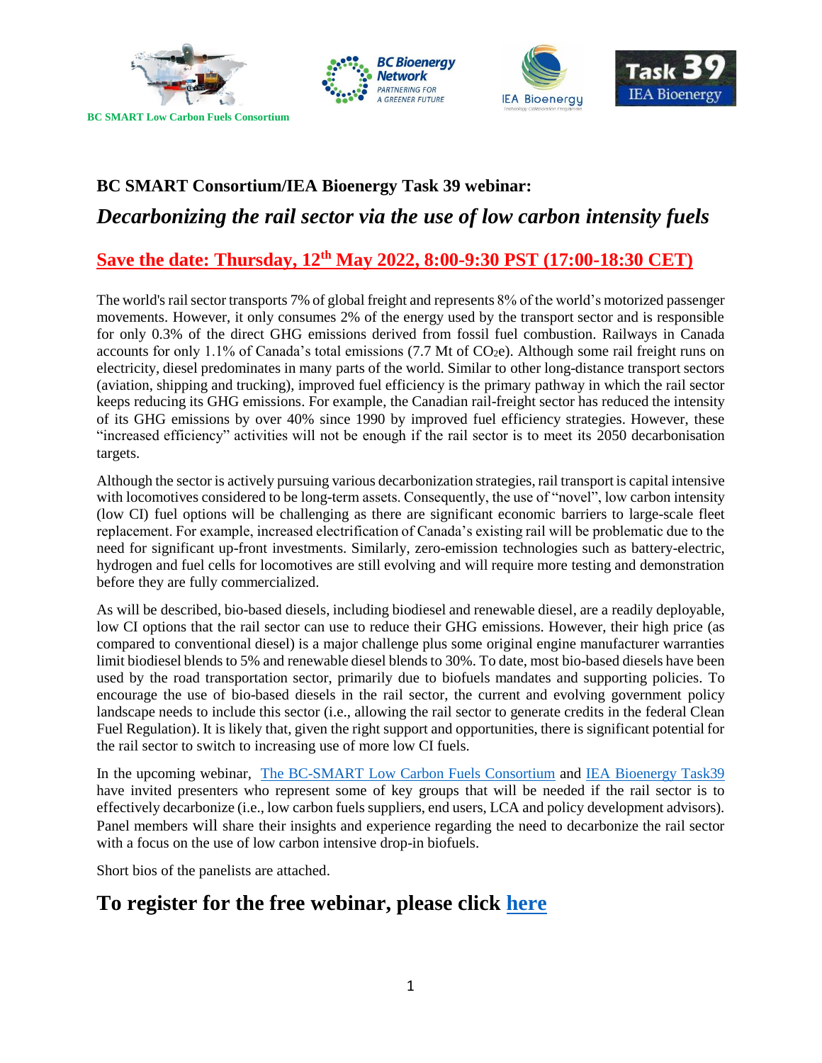BC SMART Low Carbon Fuels Consortium

BC Bioenergy Network — PARTNERING FOR A GREENER FUTURE

IEA Bioenergy

Task 39 IEA Bioenergy

## BC SMART Consortium/IEA Bioenergy Task 39 webinar:

## *Decarbonizing the rail sector via the use of low carbon intensity fuels*

### Save the date: Thursday, 12th May 2022, 8:00-9:30 PST (17:00-18:30 CET)

The world's rail sector transports 7% of global freight and represents 8% of the world's motorized passenger movements. However, it only consumes 2% of the energy used by the transport sector and is responsible for only 0.3% of the direct GHG emissions derived from fossil fuel combustion. Railways in Canada accounts for only 1.1% of Canada's total emissions (7.7 Mt of $CO_2e$). Although some rail freight runs on electricity, diesel predominates in many parts of the world. Similar to other long-distance transport sectors (aviation, shipping and trucking), improved fuel efficiency is the primary pathway in which the rail sector keeps reducing its GHG emissions. For example, the Canadian rail-freight sector has reduced the intensity of its GHG emissions by over 40% since 1990 by improved fuel efficiency strategies. However, these "increased efficiency" activities will not be enough if the rail sector is to meet its 2050 decarbonisation targets.

Although the sector is actively pursuing various decarbonization strategies, rail transport is capital intensive with locomotives considered to be long-term assets. Consequently, the use of "novel", low carbon intensity (low CI) fuel options will be challenging as there are significant economic barriers to large-scale fleet replacement. For example, increased electrification of Canada's existing rail will be problematic due to the need for significant up-front investments. Similarly, zero-emission technologies such as battery-electric, hydrogen and fuel cells for locomotives are still evolving and will require more testing and demonstration before they are fully commercialized.

As will be described, bio-based diesels, including biodiesel and renewable diesel, are a readily deployable, low CI options that the rail sector can use to reduce their GHG emissions. However, their high price (as compared to conventional diesel) is a major challenge plus some original engine manufacturer warranties limit biodiesel blends to 5% and renewable diesel blends to 30%. To date, most bio-based diesels have been used by the road transportation sector, primarily due to biofuels mandates and supporting policies. To encourage the use of bio-based diesels in the rail sector, the current and evolving government policy landscape needs to include this sector (i.e., allowing the rail sector to generate credits in the federal Clean Fuel Regulation). It is likely that, given the right support and opportunities, there is significant potential for the rail sector to switch to increasing use of more low CI fuels.

In the upcoming webinar, The BC-SMART Low Carbon Fuels Consortium and IEA Bioenergy Task39 have invited presenters who represent some of key groups that will be needed if the rail sector is to effectively decarbonize (i.e., low carbon fuels suppliers, end users, LCA and policy development advisors). Panel members will share their insights and experience regarding the need to decarbonize the rail sector with a focus on the use of low carbon intensive drop-in biofuels.

Short bios of the panelists are attached.

## To register for the free webinar, please click here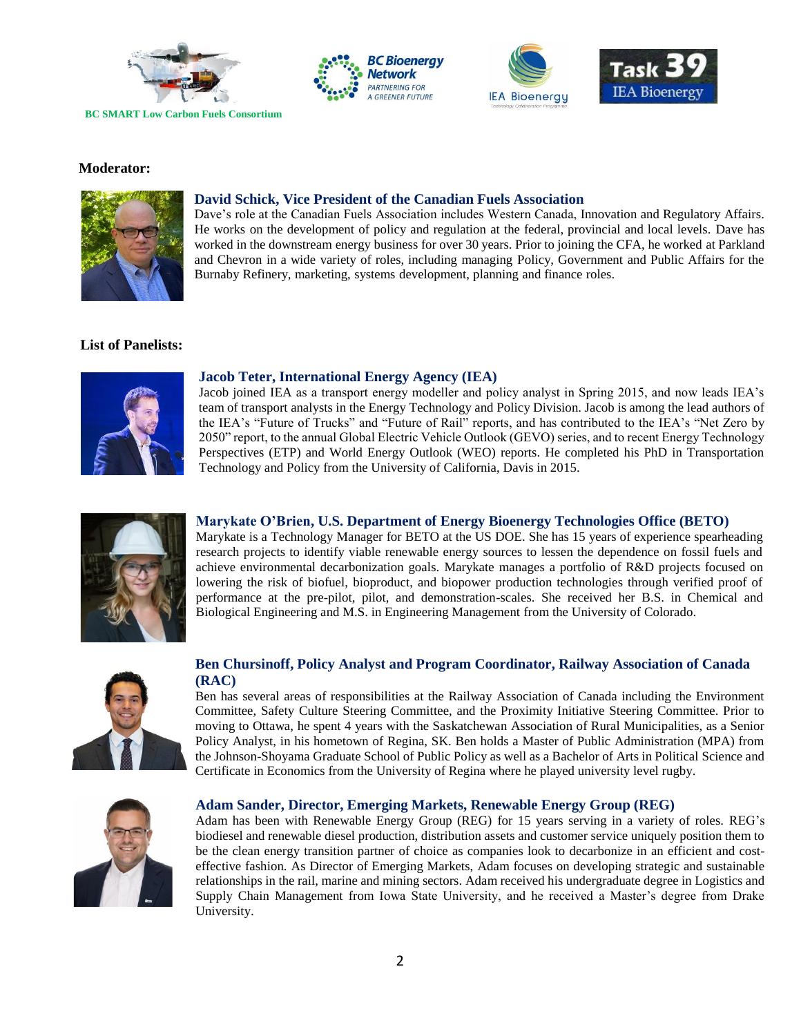BC SMART Low Carbon Fuels Consortium

**Moderator:**

### David Schick, Vice President of the Canadian Fuels Association

Dave's role at the Canadian Fuels Association includes Western Canada, Innovation and Regulatory Affairs. He works on the development of policy and regulation at the federal, provincial and local levels. Dave has worked in the downstream energy business for over 30 years. Prior to joining the CFA, he worked at Parkland and Chevron in a wide variety of roles, including managing Policy, Government and Public Affairs for the Burnaby Refinery, marketing, systems development, planning and finance roles.

**List of Panelists:**

### Jacob Teter, International Energy Agency (IEA)

Jacob joined IEA as a transport energy modeller and policy analyst in Spring 2015, and now leads IEA's team of transport analysts in the Energy Technology and Policy Division. Jacob is among the lead authors of the IEA's "Future of Trucks" and "Future of Rail" reports, and has contributed to the IEA's "Net Zero by 2050" report, to the annual Global Electric Vehicle Outlook (GEVO) series, and to recent Energy Technology Perspectives (ETP) and World Energy Outlook (WEO) reports. He completed his PhD in Transportation Technology and Policy from the University of California, Davis in 2015.

### Marykate O'Brien, U.S. Department of Energy Bioenergy Technologies Office (BETO)

Marykate is a Technology Manager for BETO at the US DOE. She has 15 years of experience spearheading research projects to identify viable renewable energy sources to lessen the dependence on fossil fuels and achieve environmental decarbonization goals. Marykate manages a portfolio of R&D projects focused on lowering the risk of biofuel, bioproduct, and biopower production technologies through verified proof of performance at the pre-pilot, pilot, and demonstration-scales. She received her B.S. in Chemical and Biological Engineering and M.S. in Engineering Management from the University of Colorado.

### Ben Chursinoff, Policy Analyst and Program Coordinator, Railway Association of Canada (RAC)

Ben has several areas of responsibilities at the Railway Association of Canada including the Environment Committee, Safety Culture Steering Committee, and the Proximity Initiative Steering Committee. Prior to moving to Ottawa, he spent 4 years with the Saskatchewan Association of Rural Municipalities, as a Senior Policy Analyst, in his hometown of Regina, SK. Ben holds a Master of Public Administration (MPA) from the Johnson-Shoyama Graduate School of Public Policy as well as a Bachelor of Arts in Political Science and Certificate in Economics from the University of Regina where he played university level rugby.

### Adam Sander, Director, Emerging Markets, Renewable Energy Group (REG)

Adam has been with Renewable Energy Group (REG) for 15 years serving in a variety of roles. REG's biodiesel and renewable diesel production, distribution assets and customer service uniquely position them to be the clean energy transition partner of choice as companies look to decarbonize in an efficient and cost-effective fashion. As Director of Emerging Markets, Adam focuses on developing strategic and sustainable relationships in the rail, marine and mining sectors. Adam received his undergraduate degree in Logistics and Supply Chain Management from Iowa State University, and he received a Master's degree from Drake University.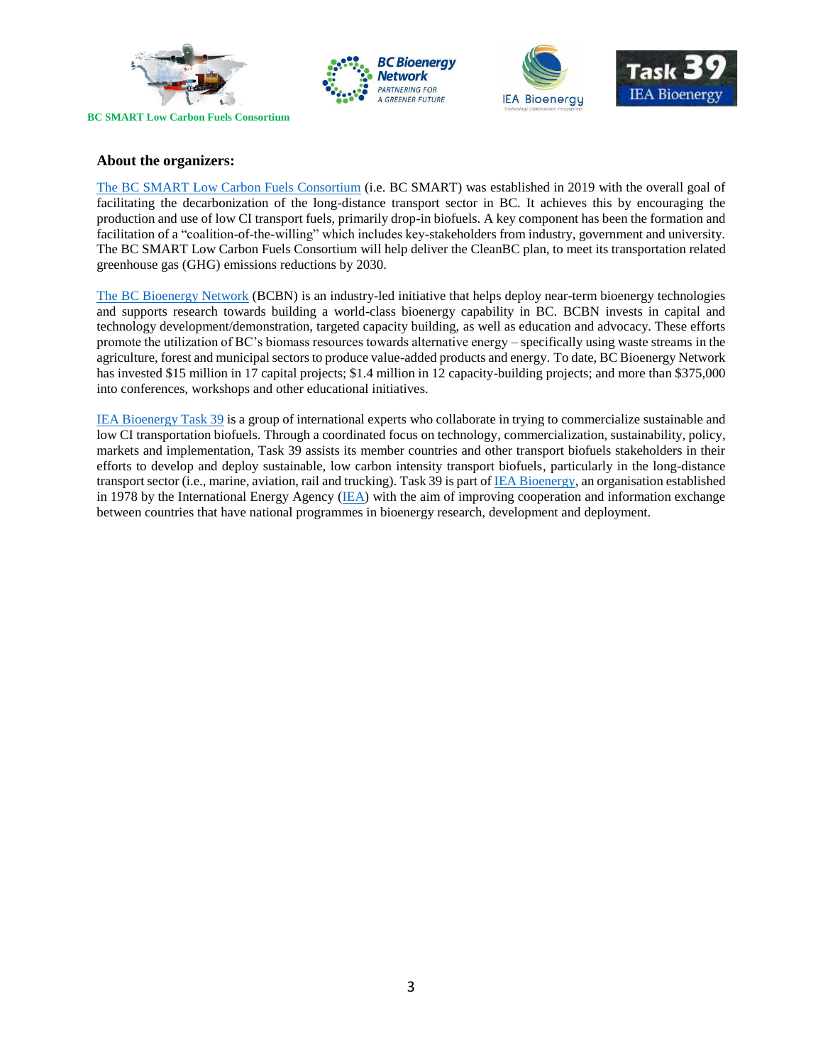BC SMART Low Carbon Fuels Consortium

## About the organizers:

The BC SMART Low Carbon Fuels Consortium (i.e. BC SMART) was established in 2019 with the overall goal of facilitating the decarbonization of the long-distance transport sector in BC. It achieves this by encouraging the production and use of low CI transport fuels, primarily drop-in biofuels. A key component has been the formation and facilitation of a "coalition-of-the-willing" which includes key-stakeholders from industry, government and university. The BC SMART Low Carbon Fuels Consortium will help deliver the CleanBC plan, to meet its transportation related greenhouse gas (GHG) emissions reductions by 2030.

The BC Bioenergy Network (BCBN) is an industry-led initiative that helps deploy near-term bioenergy technologies and supports research towards building a world-class bioenergy capability in BC. BCBN invests in capital and technology development/demonstration, targeted capacity building, as well as education and advocacy. These efforts promote the utilization of BC's biomass resources towards alternative energy – specifically using waste streams in the agriculture, forest and municipal sectors to produce value-added products and energy. To date, BC Bioenergy Network has invested $15 million in 17 capital projects; $1.4 million in 12 capacity-building projects; and more than $375,000 into conferences, workshops and other educational initiatives.

IEA Bioenergy Task 39 is a group of international experts who collaborate in trying to commercialize sustainable and low CI transportation biofuels. Through a coordinated focus on technology, commercialization, sustainability, policy, markets and implementation, Task 39 assists its member countries and other transport biofuels stakeholders in their efforts to develop and deploy sustainable, low carbon intensity transport biofuels, particularly in the long-distance transport sector (i.e., marine, aviation, rail and trucking). Task 39 is part of IEA Bioenergy, an organisation established in 1978 by the International Energy Agency (IEA) with the aim of improving cooperation and information exchange between countries that have national programmes in bioenergy research, development and deployment.